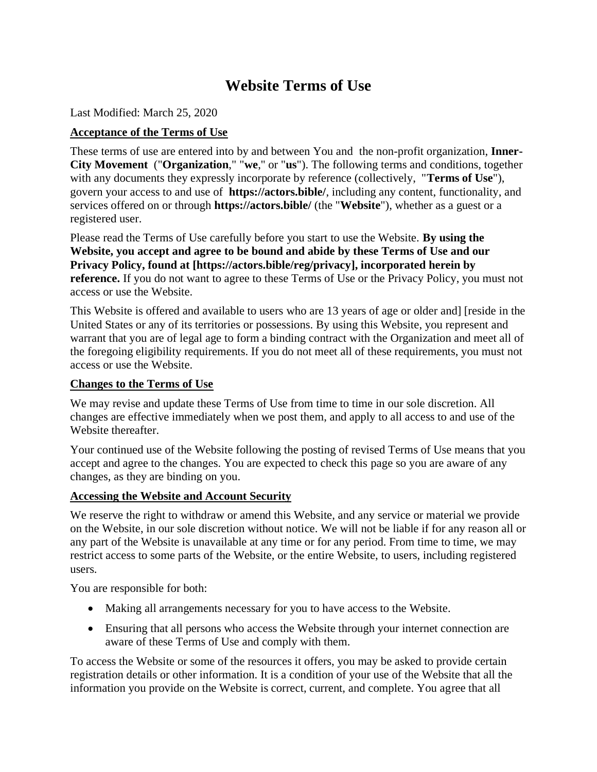# Website Terms of Use

Last Modified: March 25, 2020

**Acceptance of the Terms of Use**

These terms of use are entered into by and between You and the non-profit organization, **Inner-City Movement** ("**Organization**," "**we**," or "**us**"). The following terms and conditions, together with any documents they expressly incorporate by reference (collectively, "**Terms of Use**"), govern your access to and use of **https://actors.bible/**, including any content, functionality, and services offered on or through **https://actors.bible/** (the "**Website**"), whether as a guest or a registered user.

Please read the Terms of Use carefully before you start to use the Website. **By using the Website, you accept and agree to be bound and abide by these Terms of Use and our Privacy Policy, found at [https://actors.bible/reg/privacy], incorporated herein by reference.** If you do not want to agree to these Terms of Use or the Privacy Policy, you must not access or use the Website.

This Website is offered and available to users who are 13 years of age or older and] [reside in the United States or any of its territories or possessions. By using this Website, you represent and warrant that you are of legal age to form a binding contract with the Organization and meet all of the foregoing eligibility requirements. If you do not meet all of these requirements, you must not access or use the Website.

**Changes to the Terms of Use**

We may revise and update these Terms of Use from time to time in our sole discretion. All changes are effective immediately when we post them, and apply to all access to and use of the Website thereafter.

Your continued use of the Website following the posting of revised Terms of Use means that you accept and agree to the changes. You are expected to check this page so you are aware of any changes, as they are binding on you.

**Accessing the Website and Account Security**

We reserve the right to withdraw or amend this Website, and any service or material we provide on the Website, in our sole discretion without notice. We will not be liable if for any reason all or any part of the Website is unavailable at any time or for any period. From time to time, we may restrict access to some parts of the Website, or the entire Website, to users, including registered users.

You are responsible for both:

- Making all arrangements necessary for you to have access to the Website.
- Ensuring that all persons who access the Website through your internet connection are aware of these Terms of Use and comply with them.

To access the Website or some of the resources it offers, you may be asked to provide certain registration details or other information. It is a condition of your use of the Website that all the information you provide on the Website is correct, current, and complete. You agree that all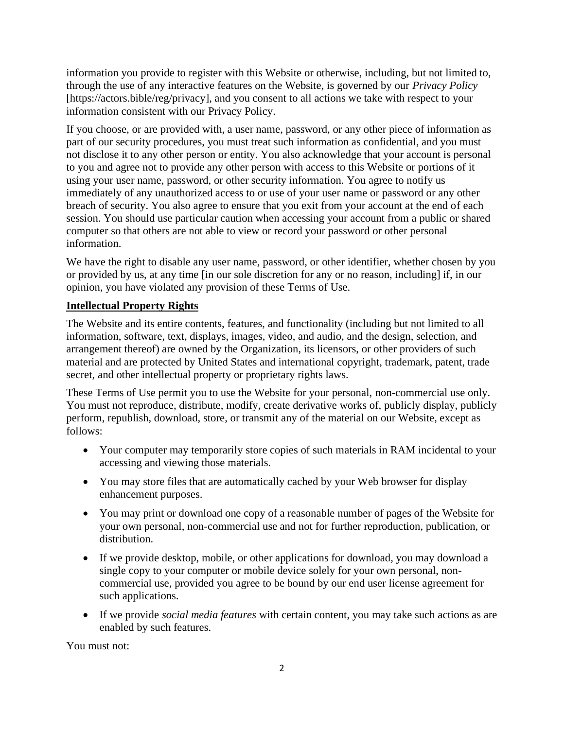information you provide to register with this Website or otherwise, including, but not limited to, through the use of any interactive features on the Website, is governed by our *Privacy Policy* [https://actors.bible/reg/privacy], and you consent to all actions we take with respect to your information consistent with our Privacy Policy.

If you choose, or are provided with, a user name, password, or any other piece of information as part of our security procedures, you must treat such information as confidential, and you must not disclose it to any other person or entity. You also acknowledge that your account is personal to you and agree not to provide any other person with access to this Website or portions of it using your user name, password, or other security information. You agree to notify us immediately of any unauthorized access to or use of your user name or password or any other breach of security. You also agree to ensure that you exit from your account at the end of each session. You should use particular caution when accessing your account from a public or shared computer so that others are not able to view or record your password or other personal information.

We have the right to disable any user name, password, or other identifier, whether chosen by you or provided by us, at any time [in our sole discretion for any or no reason, including] if, in our opinion, you have violated any provision of these Terms of Use.

**Intellectual Property Rights**

The Website and its entire contents, features, and functionality (including but not limited to all information, software, text, displays, images, video, and audio, and the design, selection, and arrangement thereof) are owned by the Organization, its licensors, or other providers of such material and are protected by United States and international copyright, trademark, patent, trade secret, and other intellectual property or proprietary rights laws.

These Terms of Use permit you to use the Website for your personal, non-commercial use only. You must not reproduce, distribute, modify, create derivative works of, publicly display, publicly perform, republish, download, store, or transmit any of the material on our Website, except as follows:

- Your computer may temporarily store copies of such materials in RAM incidental to your accessing and viewing those materials.
- You may store files that are automatically cached by your Web browser for display enhancement purposes.
- You may print or download one copy of a reasonable number of pages of the Website for your own personal, non-commercial use and not for further reproduction, publication, or distribution.
- If we provide desktop, mobile, or other applications for download, you may download a single copy to your computer or mobile device solely for your own personal, non-commercial use, provided you agree to be bound by our end user license agreement for such applications.
- If we provide *social media features* with certain content, you may take such actions as are enabled by such features.

You must not: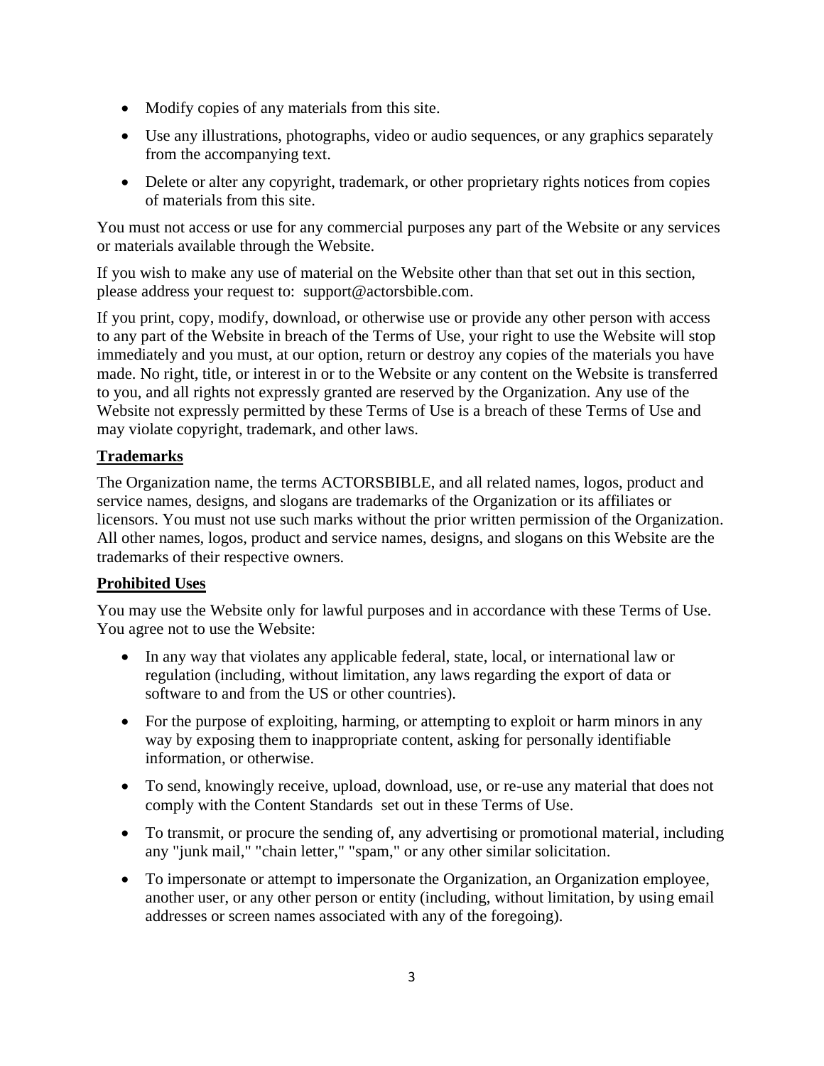- Modify copies of any materials from this site.
- Use any illustrations, photographs, video or audio sequences, or any graphics separately from the accompanying text.
- Delete or alter any copyright, trademark, or other proprietary rights notices from copies of materials from this site.

You must not access or use for any commercial purposes any part of the Website or any services or materials available through the Website.

If you wish to make any use of material on the Website other than that set out in this section, please address your request to: support@actorsbible.com.

If you print, copy, modify, download, or otherwise use or provide any other person with access to any part of the Website in breach of the Terms of Use, your right to use the Website will stop immediately and you must, at our option, return or destroy any copies of the materials you have made. No right, title, or interest in or to the Website or any content on the Website is transferred to you, and all rights not expressly granted are reserved by the Organization. Any use of the Website not expressly permitted by these Terms of Use is a breach of these Terms of Use and may violate copyright, trademark, and other laws.

**Trademarks**

The Organization name, the terms ACTORSBIBLE, and all related names, logos, product and service names, designs, and slogans are trademarks of the Organization or its affiliates or licensors. You must not use such marks without the prior written permission of the Organization. All other names, logos, product and service names, designs, and slogans on this Website are the trademarks of their respective owners.

**Prohibited Uses**

You may use the Website only for lawful purposes and in accordance with these Terms of Use. You agree not to use the Website:

- In any way that violates any applicable federal, state, local, or international law or regulation (including, without limitation, any laws regarding the export of data or software to and from the US or other countries).
- For the purpose of exploiting, harming, or attempting to exploit or harm minors in any way by exposing them to inappropriate content, asking for personally identifiable information, or otherwise.
- To send, knowingly receive, upload, download, use, or re-use any material that does not comply with the Content Standards set out in these Terms of Use.
- To transmit, or procure the sending of, any advertising or promotional material, including any "junk mail," "chain letter," "spam," or any other similar solicitation.
- To impersonate or attempt to impersonate the Organization, an Organization employee, another user, or any other person or entity (including, without limitation, by using email addresses or screen names associated with any of the foregoing).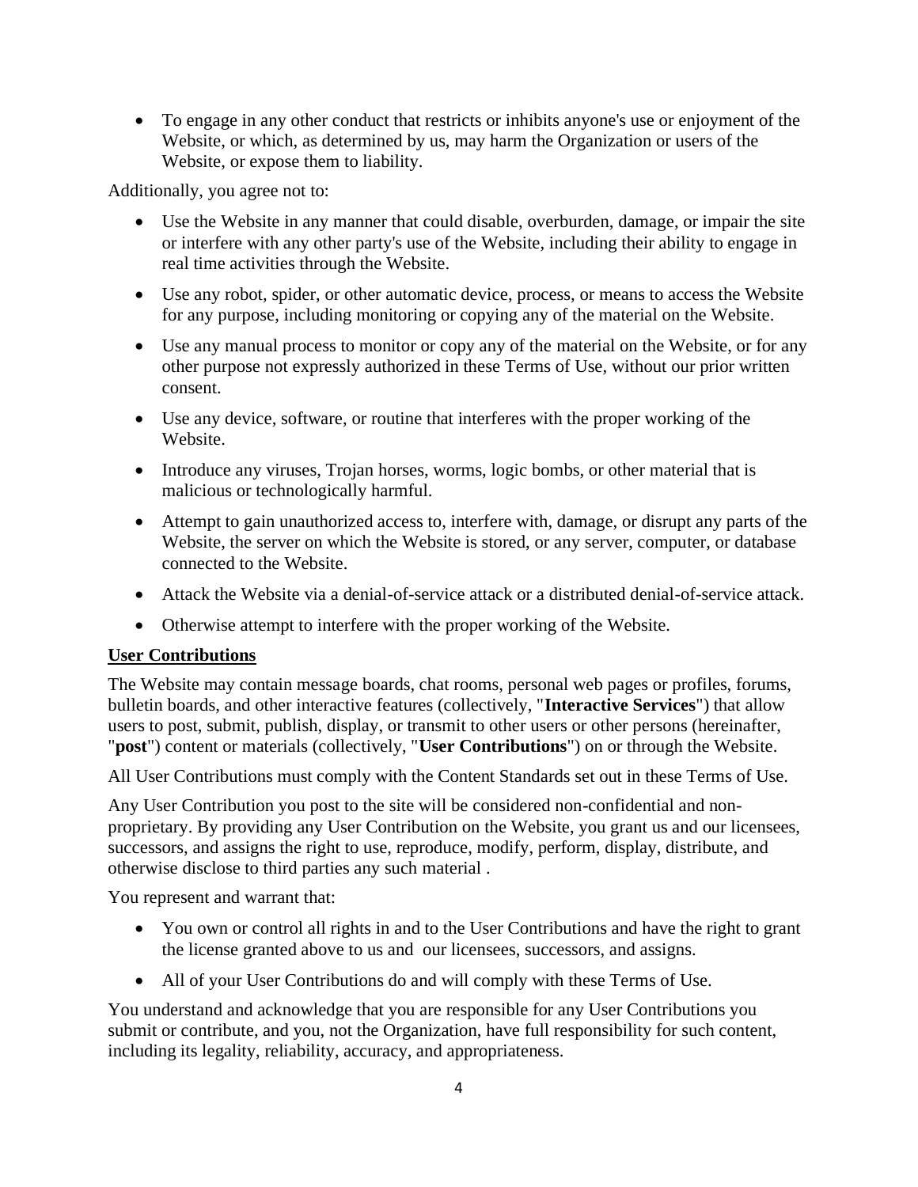- To engage in any other conduct that restricts or inhibits anyone's use or enjoyment of the Website, or which, as determined by us, may harm the Organization or users of the Website, or expose them to liability.

Additionally, you agree not to:

- Use the Website in any manner that could disable, overburden, damage, or impair the site or interfere with any other party's use of the Website, including their ability to engage in real time activities through the Website.
- Use any robot, spider, or other automatic device, process, or means to access the Website for any purpose, including monitoring or copying any of the material on the Website.
- Use any manual process to monitor or copy any of the material on the Website, or for any other purpose not expressly authorized in these Terms of Use, without our prior written consent.
- Use any device, software, or routine that interferes with the proper working of the Website.
- Introduce any viruses, Trojan horses, worms, logic bombs, or other material that is malicious or technologically harmful.
- Attempt to gain unauthorized access to, interfere with, damage, or disrupt any parts of the Website, the server on which the Website is stored, or any server, computer, or database connected to the Website.
- Attack the Website via a denial-of-service attack or a distributed denial-of-service attack.
- Otherwise attempt to interfere with the proper working of the Website.

**User Contributions**

The Website may contain message boards, chat rooms, personal web pages or profiles, forums, bulletin boards, and other interactive features (collectively, "**Interactive Services**") that allow users to post, submit, publish, display, or transmit to other users or other persons (hereinafter, "**post**") content or materials (collectively, "**User Contributions**") on or through the Website.

All User Contributions must comply with the Content Standards set out in these Terms of Use.

Any User Contribution you post to the site will be considered non-confidential and non-proprietary. By providing any User Contribution on the Website, you grant us and our licensees, successors, and assigns the right to use, reproduce, modify, perform, display, distribute, and otherwise disclose to third parties any such material .

You represent and warrant that:

- You own or control all rights in and to the User Contributions and have the right to grant the license granted above to us and our licensees, successors, and assigns.
- All of your User Contributions do and will comply with these Terms of Use.

You understand and acknowledge that you are responsible for any User Contributions you submit or contribute, and you, not the Organization, have full responsibility for such content, including its legality, reliability, accuracy, and appropriateness.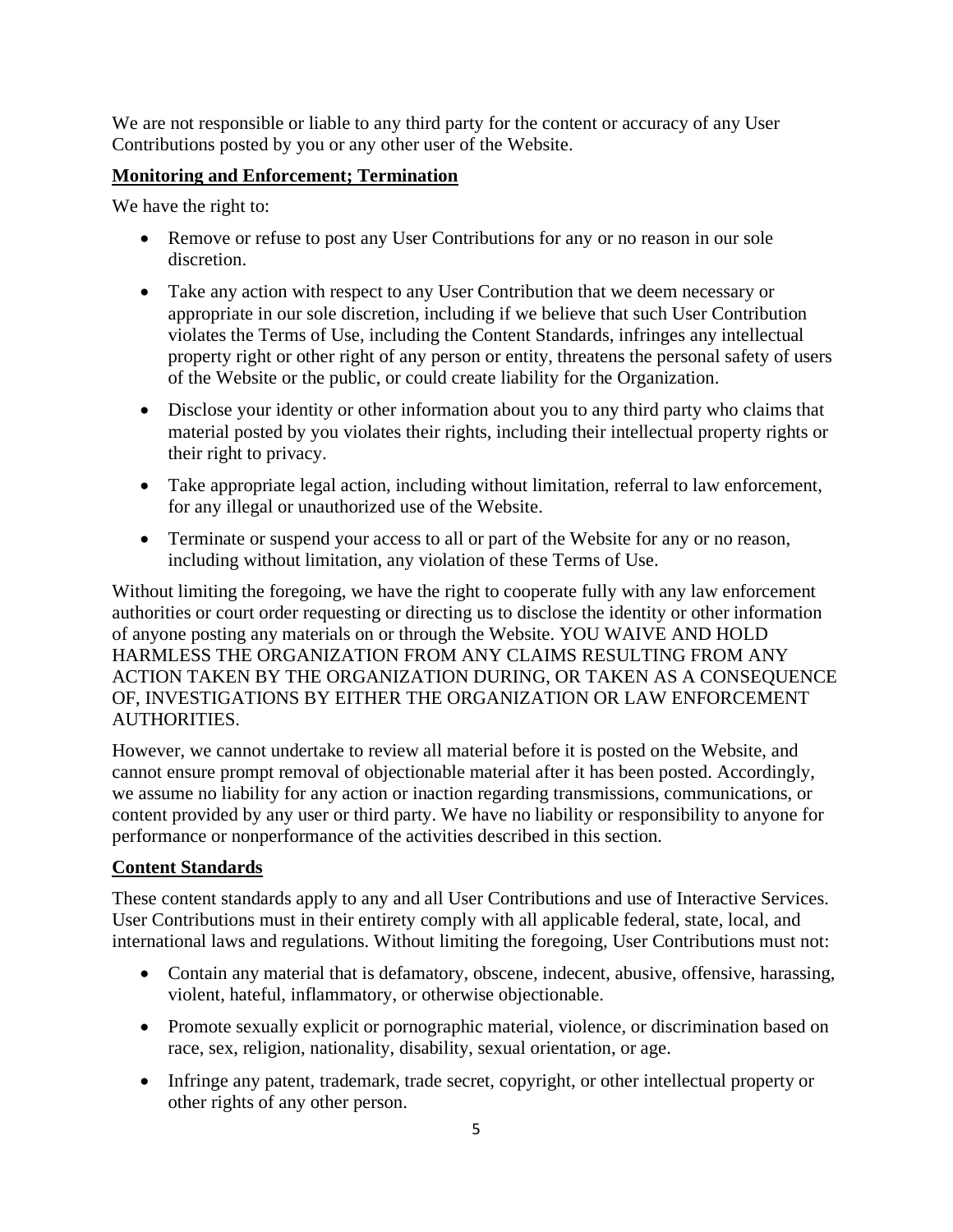We are not responsible or liable to any third party for the content or accuracy of any User Contributions posted by you or any other user of the Website.

**Monitoring and Enforcement; Termination**

We have the right to:

- Remove or refuse to post any User Contributions for any or no reason in our sole discretion.
- Take any action with respect to any User Contribution that we deem necessary or appropriate in our sole discretion, including if we believe that such User Contribution violates the Terms of Use, including the Content Standards, infringes any intellectual property right or other right of any person or entity, threatens the personal safety of users of the Website or the public, or could create liability for the Organization.
- Disclose your identity or other information about you to any third party who claims that material posted by you violates their rights, including their intellectual property rights or their right to privacy.
- Take appropriate legal action, including without limitation, referral to law enforcement, for any illegal or unauthorized use of the Website.
- Terminate or suspend your access to all or part of the Website for any or no reason, including without limitation, any violation of these Terms of Use.

Without limiting the foregoing, we have the right to cooperate fully with any law enforcement authorities or court order requesting or directing us to disclose the identity or other information of anyone posting any materials on or through the Website. YOU WAIVE AND HOLD HARMLESS THE ORGANIZATION FROM ANY CLAIMS RESULTING FROM ANY ACTION TAKEN BY THE ORGANIZATION DURING, OR TAKEN AS A CONSEQUENCE OF, INVESTIGATIONS BY EITHER THE ORGANIZATION OR LAW ENFORCEMENT AUTHORITIES.

However, we cannot undertake to review all material before it is posted on the Website, and cannot ensure prompt removal of objectionable material after it has been posted. Accordingly, we assume no liability for any action or inaction regarding transmissions, communications, or content provided by any user or third party. We have no liability or responsibility to anyone for performance or nonperformance of the activities described in this section.

**Content Standards**

These content standards apply to any and all User Contributions and use of Interactive Services. User Contributions must in their entirety comply with all applicable federal, state, local, and international laws and regulations. Without limiting the foregoing, User Contributions must not:

- Contain any material that is defamatory, obscene, indecent, abusive, offensive, harassing, violent, hateful, inflammatory, or otherwise objectionable.
- Promote sexually explicit or pornographic material, violence, or discrimination based on race, sex, religion, nationality, disability, sexual orientation, or age.
- Infringe any patent, trademark, trade secret, copyright, or other intellectual property or other rights of any other person.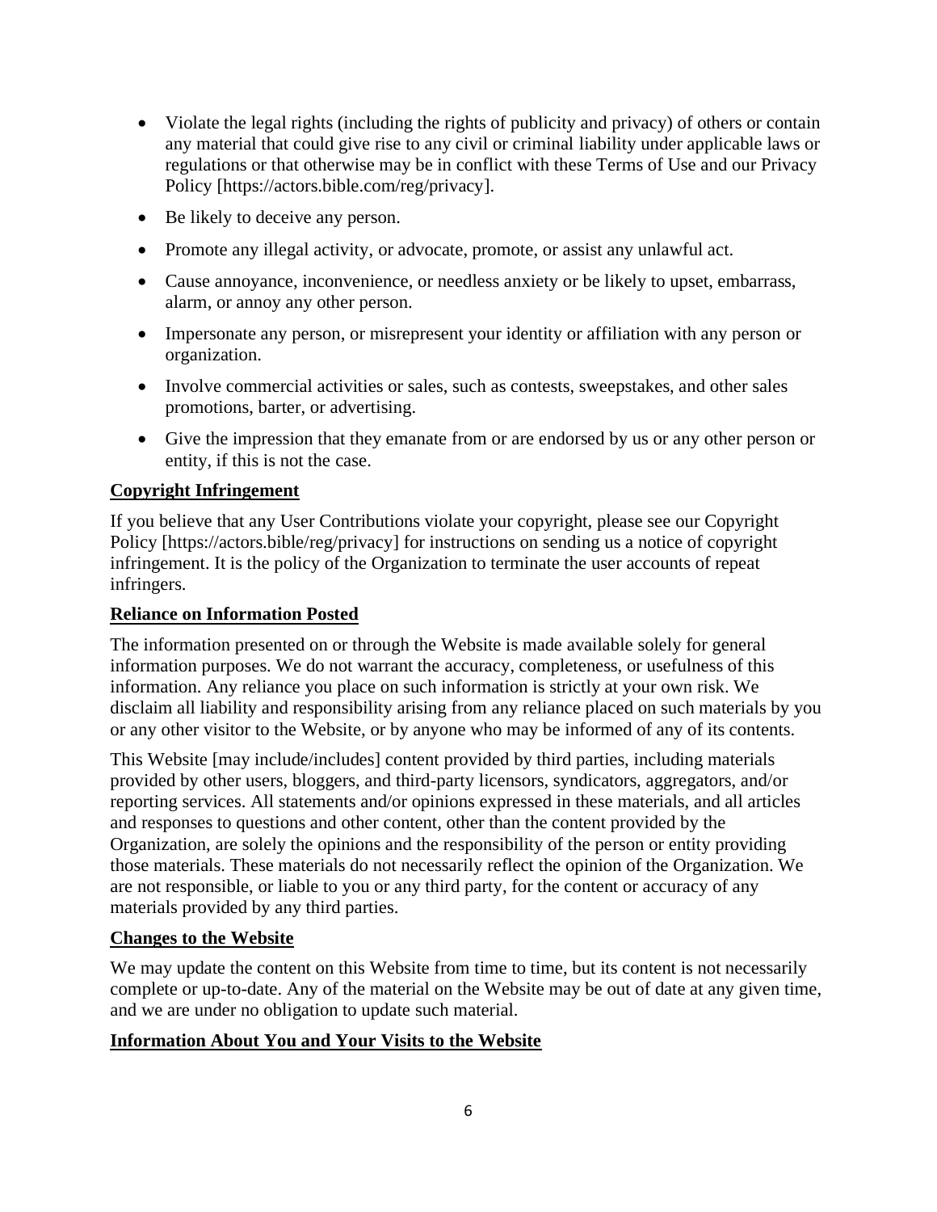- Violate the legal rights (including the rights of publicity and privacy) of others or contain any material that could give rise to any civil or criminal liability under applicable laws or regulations or that otherwise may be in conflict with these Terms of Use and our Privacy Policy [https://actors.bible.com/reg/privacy].
- Be likely to deceive any person.
- Promote any illegal activity, or advocate, promote, or assist any unlawful act.
- Cause annoyance, inconvenience, or needless anxiety or be likely to upset, embarrass, alarm, or annoy any other person.
- Impersonate any person, or misrepresent your identity or affiliation with any person or organization.
- Involve commercial activities or sales, such as contests, sweepstakes, and other sales promotions, barter, or advertising.
- Give the impression that they emanate from or are endorsed by us or any other person or entity, if this is not the case.

**Copyright Infringement**

If you believe that any User Contributions violate your copyright, please see our Copyright Policy [https://actors.bible/reg/privacy] for instructions on sending us a notice of copyright infringement. It is the policy of the Organization to terminate the user accounts of repeat infringers.

**Reliance on Information Posted**

The information presented on or through the Website is made available solely for general information purposes. We do not warrant the accuracy, completeness, or usefulness of this information. Any reliance you place on such information is strictly at your own risk. We disclaim all liability and responsibility arising from any reliance placed on such materials by you or any other visitor to the Website, or by anyone who may be informed of any of its contents.

This Website [may include/includes] content provided by third parties, including materials provided by other users, bloggers, and third-party licensors, syndicators, aggregators, and/or reporting services. All statements and/or opinions expressed in these materials, and all articles and responses to questions and other content, other than the content provided by the Organization, are solely the opinions and the responsibility of the person or entity providing those materials. These materials do not necessarily reflect the opinion of the Organization. We are not responsible, or liable to you or any third party, for the content or accuracy of any materials provided by any third parties.

**Changes to the Website**

We may update the content on this Website from time to time, but its content is not necessarily complete or up-to-date. Any of the material on the Website may be out of date at any given time, and we are under no obligation to update such material.

**Information About You and Your Visits to the Website**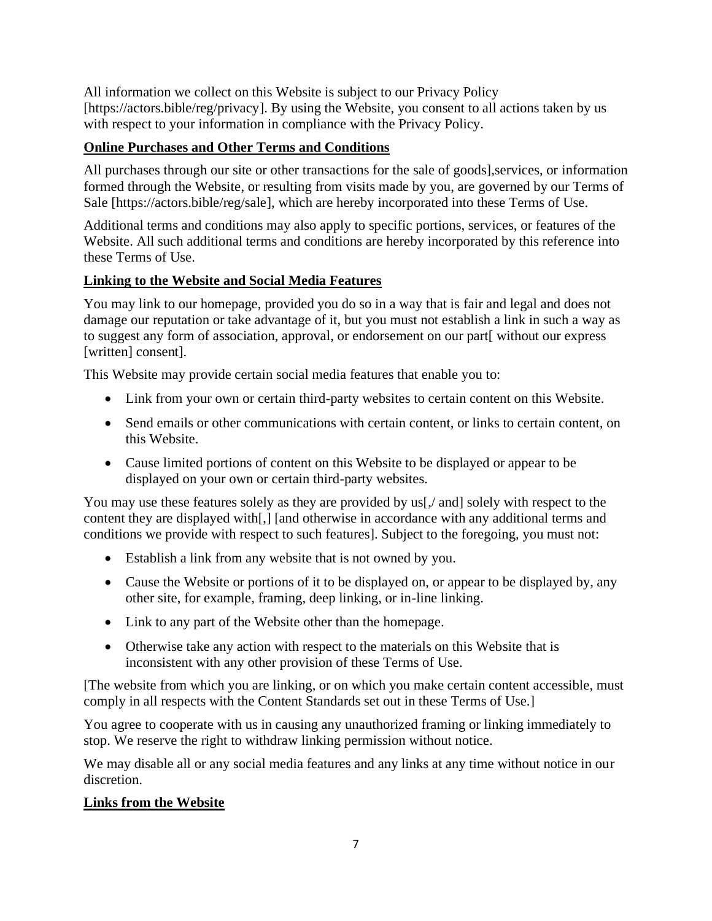All information we collect on this Website is subject to our Privacy Policy [https://actors.bible/reg/privacy]. By using the Website, you consent to all actions taken by us with respect to your information in compliance with the Privacy Policy.

**Online Purchases and Other Terms and Conditions**

All purchases through our site or other transactions for the sale of goods],services, or information formed through the Website, or resulting from visits made by you, are governed by our Terms of Sale [https://actors.bible/reg/sale], which are hereby incorporated into these Terms of Use.

Additional terms and conditions may also apply to specific portions, services, or features of the Website. All such additional terms and conditions are hereby incorporated by this reference into these Terms of Use.

**Linking to the Website and Social Media Features**

You may link to our homepage, provided you do so in a way that is fair and legal and does not damage our reputation or take advantage of it, but you must not establish a link in such a way as to suggest any form of association, approval, or endorsement on our part[ without our express [written] consent].

This Website may provide certain social media features that enable you to:

- Link from your own or certain third-party websites to certain content on this Website.
- Send emails or other communications with certain content, or links to certain content, on this Website.
- Cause limited portions of content on this Website to be displayed or appear to be displayed on your own or certain third-party websites.

You may use these features solely as they are provided by us[,/ and] solely with respect to the content they are displayed with[,] [and otherwise in accordance with any additional terms and conditions we provide with respect to such features]. Subject to the foregoing, you must not:

- Establish a link from any website that is not owned by you.
- Cause the Website or portions of it to be displayed on, or appear to be displayed by, any other site, for example, framing, deep linking, or in-line linking.
- Link to any part of the Website other than the homepage.
- Otherwise take any action with respect to the materials on this Website that is inconsistent with any other provision of these Terms of Use.

[The website from which you are linking, or on which you make certain content accessible, must comply in all respects with the Content Standards set out in these Terms of Use.]

You agree to cooperate with us in causing any unauthorized framing or linking immediately to stop. We reserve the right to withdraw linking permission without notice.

We may disable all or any social media features and any links at any time without notice in our discretion.

**Links from the Website**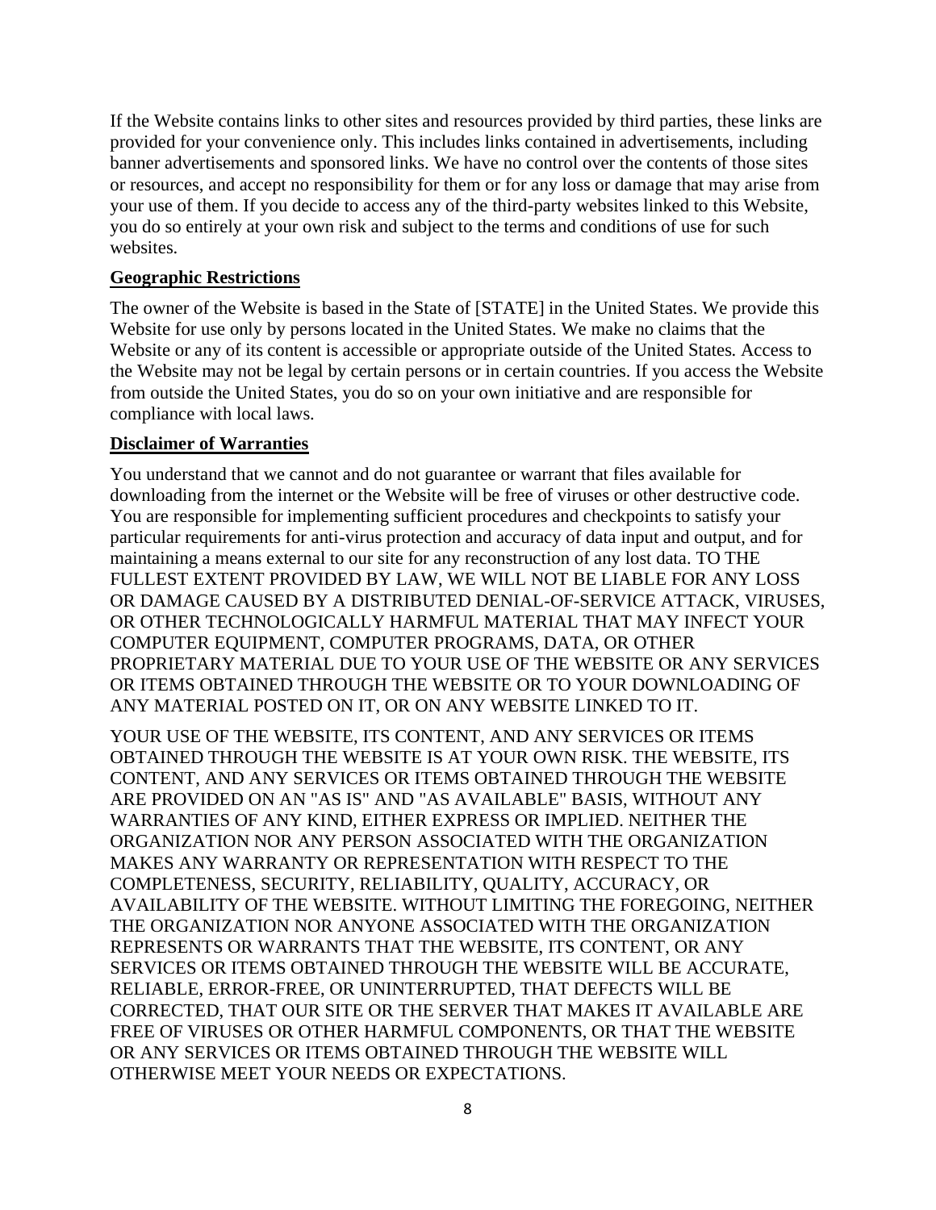If the Website contains links to other sites and resources provided by third parties, these links are provided for your convenience only. This includes links contained in advertisements, including banner advertisements and sponsored links. We have no control over the contents of those sites or resources, and accept no responsibility for them or for any loss or damage that may arise from your use of them. If you decide to access any of the third-party websites linked to this Website, you do so entirely at your own risk and subject to the terms and conditions of use for such websites.

**Geographic Restrictions**

The owner of the Website is based in the State of [STATE] in the United States. We provide this Website for use only by persons located in the United States. We make no claims that the Website or any of its content is accessible or appropriate outside of the United States. Access to the Website may not be legal by certain persons or in certain countries. If you access the Website from outside the United States, you do so on your own initiative and are responsible for compliance with local laws.

**Disclaimer of Warranties**

You understand that we cannot and do not guarantee or warrant that files available for downloading from the internet or the Website will be free of viruses or other destructive code. You are responsible for implementing sufficient procedures and checkpoints to satisfy your particular requirements for anti-virus protection and accuracy of data input and output, and for maintaining a means external to our site for any reconstruction of any lost data. TO THE FULLEST EXTENT PROVIDED BY LAW, WE WILL NOT BE LIABLE FOR ANY LOSS OR DAMAGE CAUSED BY A DISTRIBUTED DENIAL-OF-SERVICE ATTACK, VIRUSES, OR OTHER TECHNOLOGICALLY HARMFUL MATERIAL THAT MAY INFECT YOUR COMPUTER EQUIPMENT, COMPUTER PROGRAMS, DATA, OR OTHER PROPRIETARY MATERIAL DUE TO YOUR USE OF THE WEBSITE OR ANY SERVICES OR ITEMS OBTAINED THROUGH THE WEBSITE OR TO YOUR DOWNLOADING OF ANY MATERIAL POSTED ON IT, OR ON ANY WEBSITE LINKED TO IT.

YOUR USE OF THE WEBSITE, ITS CONTENT, AND ANY SERVICES OR ITEMS OBTAINED THROUGH THE WEBSITE IS AT YOUR OWN RISK. THE WEBSITE, ITS CONTENT, AND ANY SERVICES OR ITEMS OBTAINED THROUGH THE WEBSITE ARE PROVIDED ON AN "AS IS" AND "AS AVAILABLE" BASIS, WITHOUT ANY WARRANTIES OF ANY KIND, EITHER EXPRESS OR IMPLIED. NEITHER THE ORGANIZATION NOR ANY PERSON ASSOCIATED WITH THE ORGANIZATION MAKES ANY WARRANTY OR REPRESENTATION WITH RESPECT TO THE COMPLETENESS, SECURITY, RELIABILITY, QUALITY, ACCURACY, OR AVAILABILITY OF THE WEBSITE. WITHOUT LIMITING THE FOREGOING, NEITHER THE ORGANIZATION NOR ANYONE ASSOCIATED WITH THE ORGANIZATION REPRESENTS OR WARRANTS THAT THE WEBSITE, ITS CONTENT, OR ANY SERVICES OR ITEMS OBTAINED THROUGH THE WEBSITE WILL BE ACCURATE, RELIABLE, ERROR-FREE, OR UNINTERRUPTED, THAT DEFECTS WILL BE CORRECTED, THAT OUR SITE OR THE SERVER THAT MAKES IT AVAILABLE ARE FREE OF VIRUSES OR OTHER HARMFUL COMPONENTS, OR THAT THE WEBSITE OR ANY SERVICES OR ITEMS OBTAINED THROUGH THE WEBSITE WILL OTHERWISE MEET YOUR NEEDS OR EXPECTATIONS.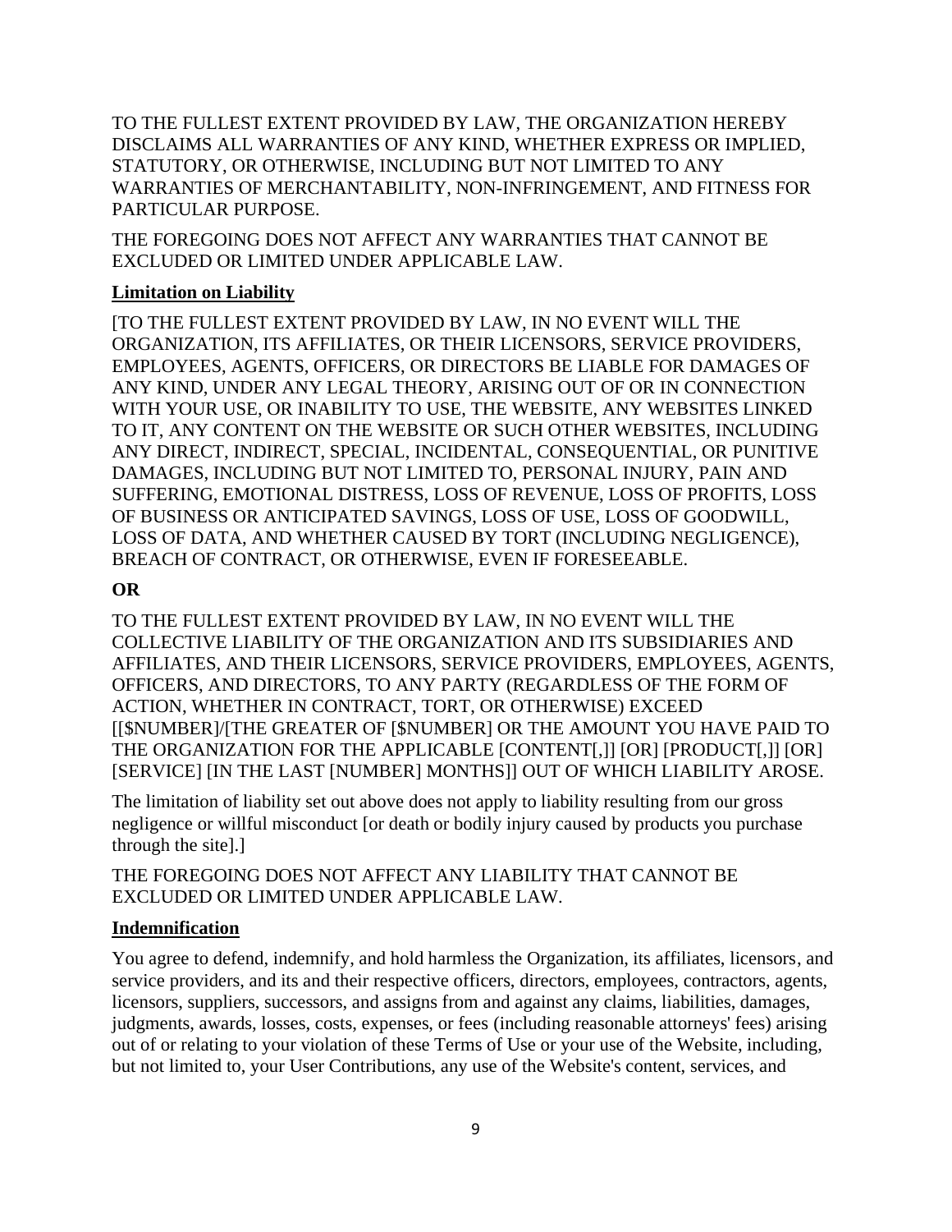TO THE FULLEST EXTENT PROVIDED BY LAW, THE ORGANIZATION HEREBY DISCLAIMS ALL WARRANTIES OF ANY KIND, WHETHER EXPRESS OR IMPLIED, STATUTORY, OR OTHERWISE, INCLUDING BUT NOT LIMITED TO ANY WARRANTIES OF MERCHANTABILITY, NON-INFRINGEMENT, AND FITNESS FOR PARTICULAR PURPOSE.

THE FOREGOING DOES NOT AFFECT ANY WARRANTIES THAT CANNOT BE EXCLUDED OR LIMITED UNDER APPLICABLE LAW.

**Limitation on Liability**

[TO THE FULLEST EXTENT PROVIDED BY LAW, IN NO EVENT WILL THE ORGANIZATION, ITS AFFILIATES, OR THEIR LICENSORS, SERVICE PROVIDERS, EMPLOYEES, AGENTS, OFFICERS, OR DIRECTORS BE LIABLE FOR DAMAGES OF ANY KIND, UNDER ANY LEGAL THEORY, ARISING OUT OF OR IN CONNECTION WITH YOUR USE, OR INABILITY TO USE, THE WEBSITE, ANY WEBSITES LINKED TO IT, ANY CONTENT ON THE WEBSITE OR SUCH OTHER WEBSITES, INCLUDING ANY DIRECT, INDIRECT, SPECIAL, INCIDENTAL, CONSEQUENTIAL, OR PUNITIVE DAMAGES, INCLUDING BUT NOT LIMITED TO, PERSONAL INJURY, PAIN AND SUFFERING, EMOTIONAL DISTRESS, LOSS OF REVENUE, LOSS OF PROFITS, LOSS OF BUSINESS OR ANTICIPATED SAVINGS, LOSS OF USE, LOSS OF GOODWILL, LOSS OF DATA, AND WHETHER CAUSED BY TORT (INCLUDING NEGLIGENCE), BREACH OF CONTRACT, OR OTHERWISE, EVEN IF FORESEEABLE.

**OR**

TO THE FULLEST EXTENT PROVIDED BY LAW, IN NO EVENT WILL THE COLLECTIVE LIABILITY OF THE ORGANIZATION AND ITS SUBSIDIARIES AND AFFILIATES, AND THEIR LICENSORS, SERVICE PROVIDERS, EMPLOYEES, AGENTS, OFFICERS, AND DIRECTORS, TO ANY PARTY (REGARDLESS OF THE FORM OF ACTION, WHETHER IN CONTRACT, TORT, OR OTHERWISE) EXCEED [[$NUMBER]/[THE GREATER OF [$NUMBER] OR THE AMOUNT YOU HAVE PAID TO THE ORGANIZATION FOR THE APPLICABLE [CONTENT[,]] [OR] [PRODUCT[,]] [OR] [SERVICE] [IN THE LAST [NUMBER] MONTHS]] OUT OF WHICH LIABILITY AROSE.

The limitation of liability set out above does not apply to liability resulting from our gross negligence or willful misconduct [or death or bodily injury caused by products you purchase through the site].]

THE FOREGOING DOES NOT AFFECT ANY LIABILITY THAT CANNOT BE EXCLUDED OR LIMITED UNDER APPLICABLE LAW.

**Indemnification**

You agree to defend, indemnify, and hold harmless the Organization, its affiliates, licensors, and service providers, and its and their respective officers, directors, employees, contractors, agents, licensors, suppliers, successors, and assigns from and against any claims, liabilities, damages, judgments, awards, losses, costs, expenses, or fees (including reasonable attorneys' fees) arising out of or relating to your violation of these Terms of Use or your use of the Website, including, but not limited to, your User Contributions, any use of the Website's content, services, and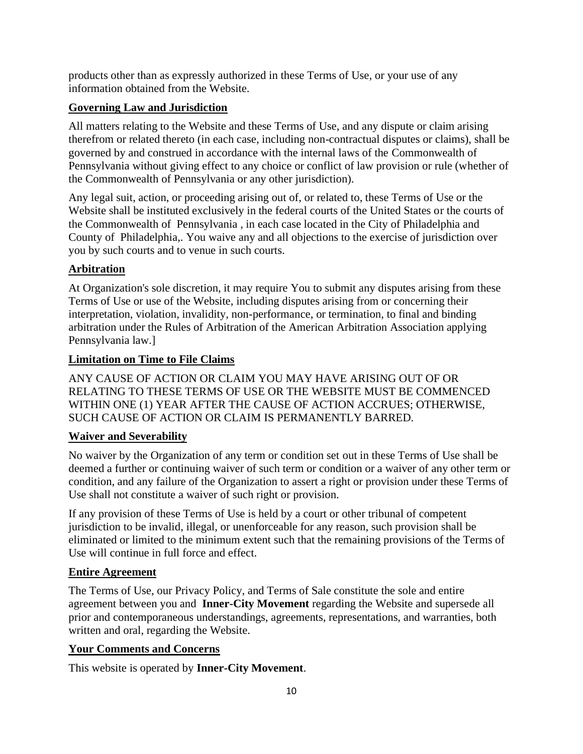products other than as expressly authorized in these Terms of Use, or your use of any information obtained from the Website.

## Governing Law and Jurisdiction

All matters relating to the Website and these Terms of Use, and any dispute or claim arising therefrom or related thereto (in each case, including non-contractual disputes or claims), shall be governed by and construed in accordance with the internal laws of the Commonwealth of Pennsylvania without giving effect to any choice or conflict of law provision or rule (whether of the Commonwealth of Pennsylvania or any other jurisdiction).

Any legal suit, action, or proceeding arising out of, or related to, these Terms of Use or the Website shall be instituted exclusively in the federal courts of the United States or the courts of the Commonwealth of Pennsylvania , in each case located in the City of Philadelphia and County of Philadelphia,. You waive any and all objections to the exercise of jurisdiction over you by such courts and to venue in such courts.

## Arbitration

At Organization's sole discretion, it may require You to submit any disputes arising from these Terms of Use or use of the Website, including disputes arising from or concerning their interpretation, violation, invalidity, non-performance, or termination, to final and binding arbitration under the Rules of Arbitration of the American Arbitration Association applying Pennsylvania law.]

## Limitation on Time to File Claims

ANY CAUSE OF ACTION OR CLAIM YOU MAY HAVE ARISING OUT OF OR RELATING TO THESE TERMS OF USE OR THE WEBSITE MUST BE COMMENCED WITHIN ONE (1) YEAR AFTER THE CAUSE OF ACTION ACCRUES; OTHERWISE, SUCH CAUSE OF ACTION OR CLAIM IS PERMANENTLY BARRED.

## Waiver and Severability

No waiver by the Organization of any term or condition set out in these Terms of Use shall be deemed a further or continuing waiver of such term or condition or a waiver of any other term or condition, and any failure of the Organization to assert a right or provision under these Terms of Use shall not constitute a waiver of such right or provision.

If any provision of these Terms of Use is held by a court or other tribunal of competent jurisdiction to be invalid, illegal, or unenforceable for any reason, such provision shall be eliminated or limited to the minimum extent such that the remaining provisions of the Terms of Use will continue in full force and effect.

## Entire Agreement

The Terms of Use, our Privacy Policy, and Terms of Sale constitute the sole and entire agreement between you and **Inner-City Movement** regarding the Website and supersede all prior and contemporaneous understandings, agreements, representations, and warranties, both written and oral, regarding the Website.

## Your Comments and Concerns

This website is operated by **Inner-City Movement**.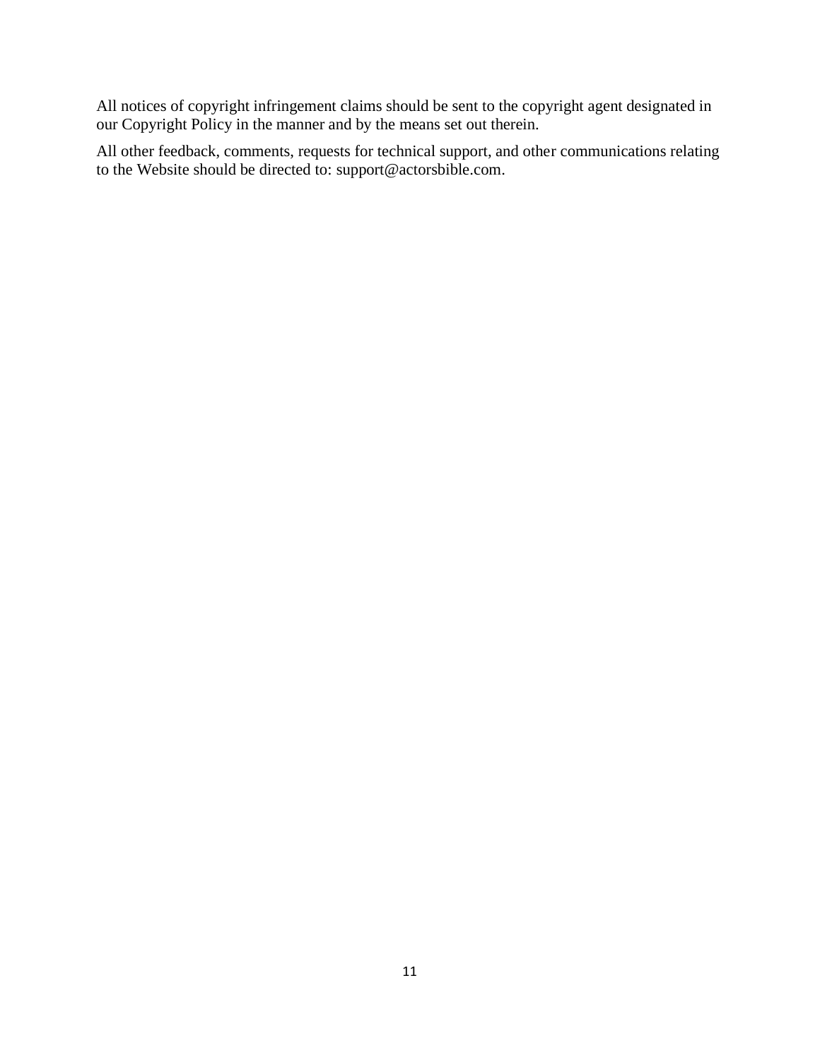All notices of copyright infringement claims should be sent to the copyright agent designated in our Copyright Policy in the manner and by the means set out therein.

All other feedback, comments, requests for technical support, and other communications relating to the Website should be directed to: support@actorsbible.com.